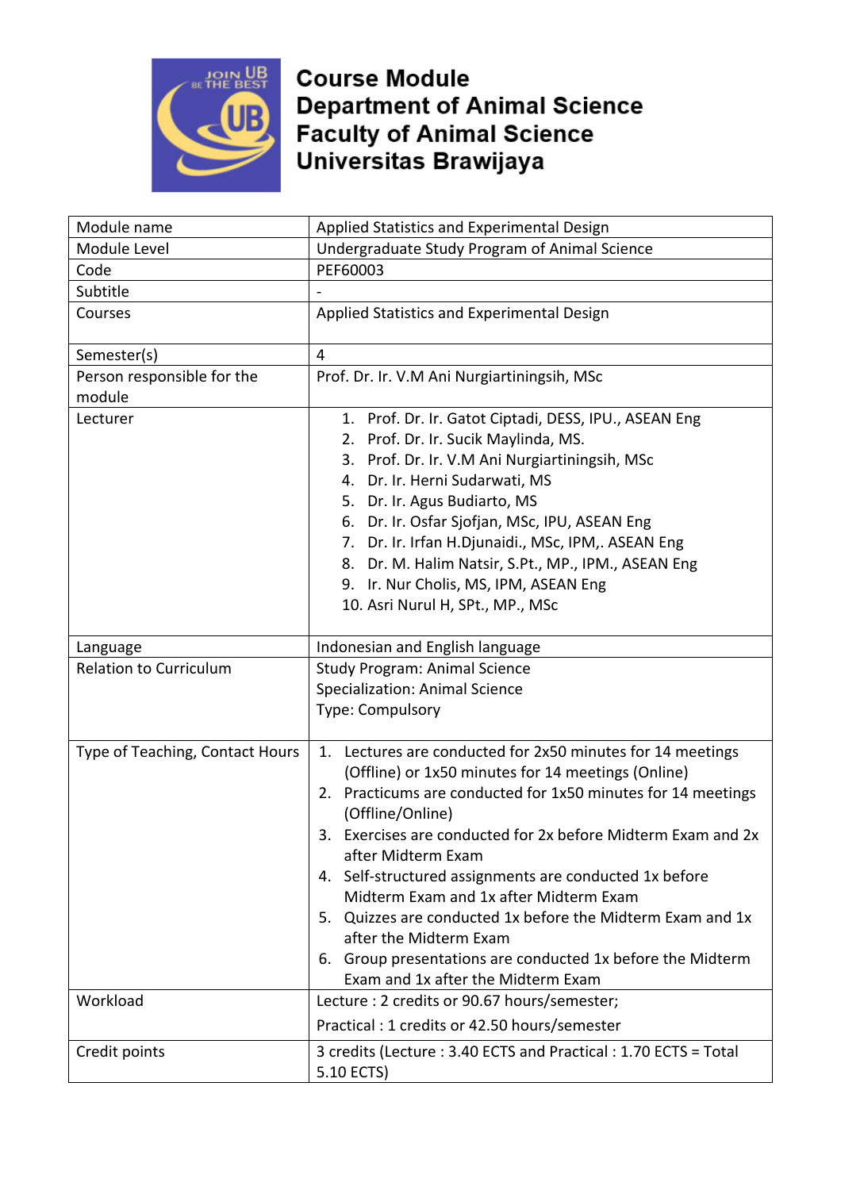# Course Module
# Department of Animal Science
# Faculty of Animal Science
# Universitas Brawijaya

| Module name | Applied Statistics and Experimental Design |
|---|---|
| Module Level | Undergraduate Study Program of Animal Science |
| Code | PEF60003 |
| Subtitle | - |
| Courses | Applied Statistics and Experimental Design |
| Semester(s) | 4 |
| Person responsible for the module | Prof. Dr. Ir. V.M Ani Nurgiartiningsih, MSc |
| Lecturer | 1. Prof. Dr. Ir. Gatot Ciptadi, DESS, IPU., ASEAN Eng<br>2. Prof. Dr. Ir. Sucik Maylinda, MS.<br>3. Prof. Dr. Ir. V.M Ani Nurgiartiningsih, MSc<br>4. Dr. Ir. Herni Sudarwati, MS<br>5. Dr. Ir. Agus Budiarto, MS<br>6. Dr. Ir. Osfar Sjofjan, MSc, IPU, ASEAN Eng<br>7. Dr. Ir. Irfan H.Djunaidi., MSc, IPM,. ASEAN Eng<br>8. Dr. M. Halim Natsir, S.Pt., MP., IPM., ASEAN Eng<br>9. Ir. Nur Cholis, MS, IPM, ASEAN Eng<br>10. Asri Nurul H, SPt., MP., MSc |
| Language | Indonesian and English language |
| Relation to Curriculum | Study Program: Animal Science<br>Specialization: Animal Science<br>Type: Compulsory |
| Type of Teaching, Contact Hours | 1. Lectures are conducted for 2x50 minutes for 14 meetings (Offline) or 1x50 minutes for 14 meetings (Online)<br>2. Practicums are conducted for 1x50 minutes for 14 meetings (Offline/Online)<br>3. Exercises are conducted for 2x before Midterm Exam and 2x after Midterm Exam<br>4. Self-structured assignments are conducted 1x before Midterm Exam and 1x after Midterm Exam<br>5. Quizzes are conducted 1x before the Midterm Exam and 1x after the Midterm Exam<br>6. Group presentations are conducted 1x before the Midterm Exam and 1x after the Midterm Exam |
| Workload | Lecture : 2 credits or 90.67 hours/semester;<br>Practical : 1 credits or 42.50 hours/semester |
| Credit points | 3 credits (Lecture : 3.40 ECTS and Practical : 1.70 ECTS = Total 5.10 ECTS) |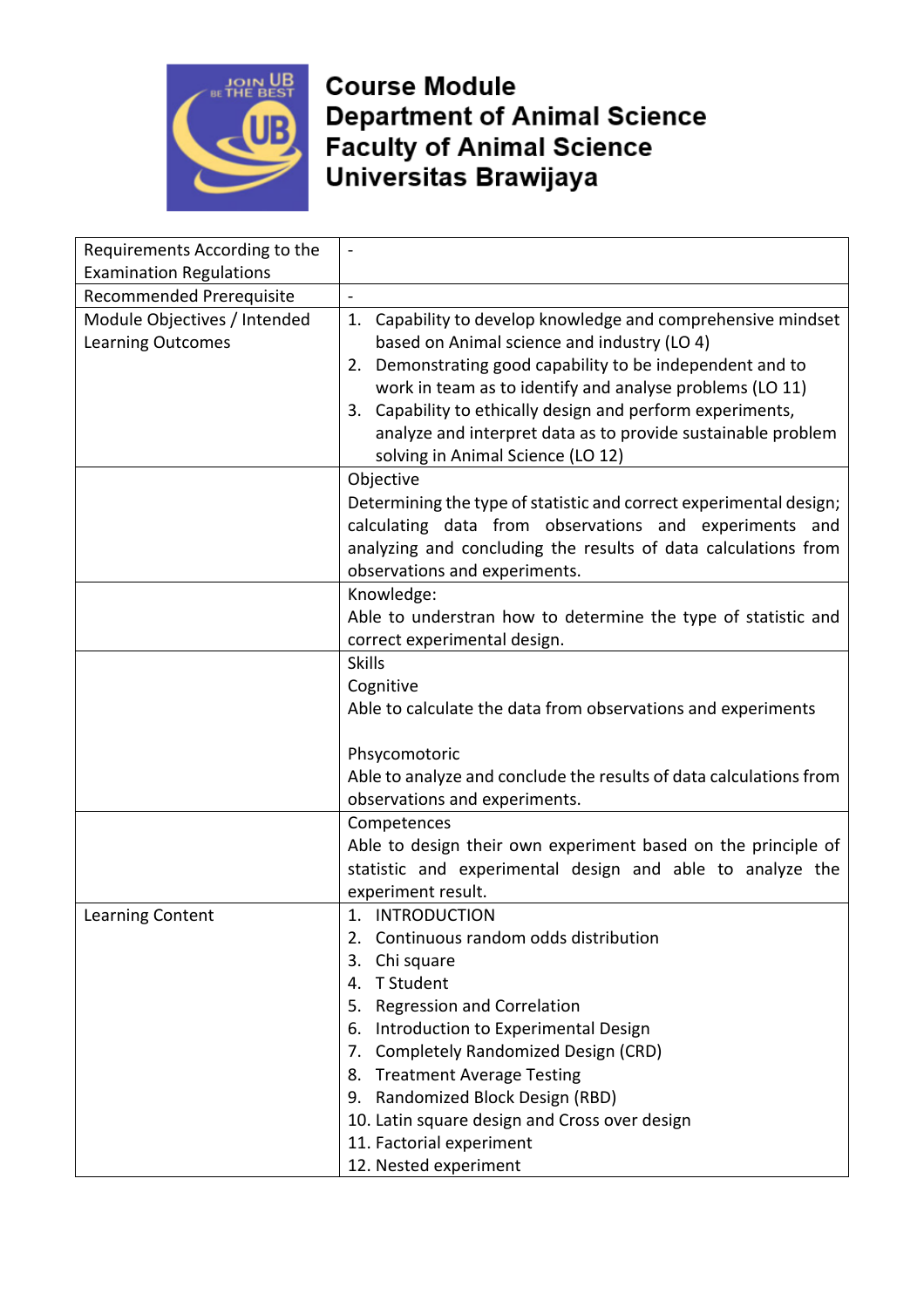**Course Module**
**Department of Animal Science**
**Faculty of Animal Science**
**Universitas Brawijaya**

| | |
|---|---|
| Requirements According to the Examination Regulations | - |
| Recommended Prerequisite | - |
| Module Objectives / Intended Learning Outcomes | 1. Capability to develop knowledge and comprehensive mindset based on Animal science and industry (LO 4)<br>2. Demonstrating good capability to be independent and to work in team as to identify and analyse problems (LO 11)<br>3. Capability to ethically design and perform experiments, analyze and interpret data as to provide sustainable problem solving in Animal Science (LO 12) |
| | Objective<br>Determining the type of statistic and correct experimental design; calculating data from observations and experiments and analyzing and concluding the results of data calculations from observations and experiments. |
| | Knowledge:<br>Able to understran how to determine the type of statistic and correct experimental design. |
| | Skills<br>Cognitive<br>Able to calculate the data from observations and experiments<br><br>Phsycomotoric<br>Able to analyze and conclude the results of data calculations from observations and experiments. |
| | Competences<br>Able to design their own experiment based on the principle of statistic and experimental design and able to analyze the experiment result. |
| Learning Content | 1. INTRODUCTION<br>2. Continuous random odds distribution<br>3. Chi square<br>4. T Student<br>5. Regression and Correlation<br>6. Introduction to Experimental Design<br>7. Completely Randomized Design (CRD)<br>8. Treatment Average Testing<br>9. Randomized Block Design (RBD)<br>10. Latin square design and Cross over design<br>11. Factorial experiment<br>12. Nested experiment |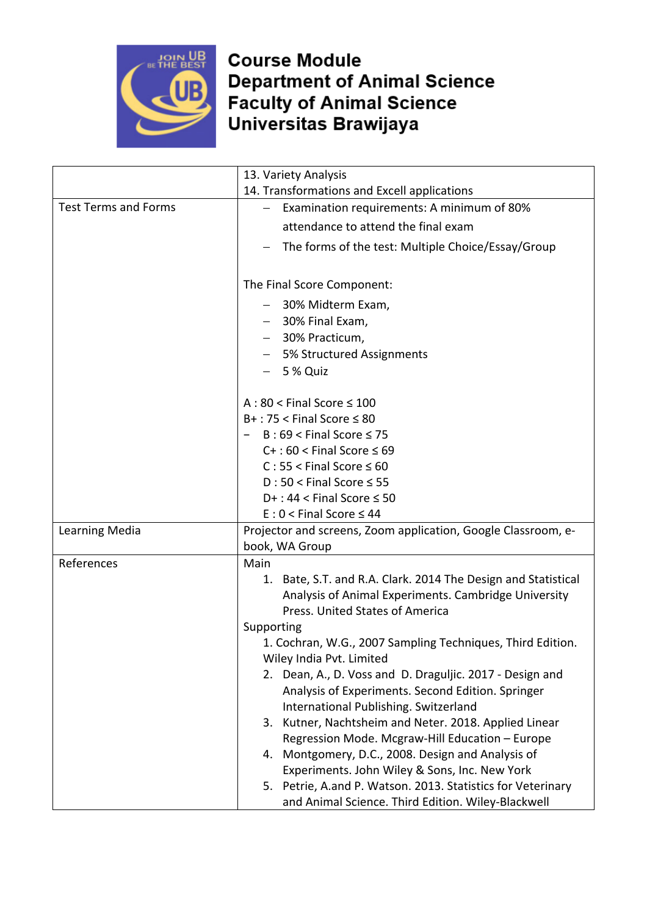**Course Module**
**Department of Animal Science**
**Faculty of Animal Science**
**Universitas Brawijaya**

| | |
|---|---|
| | 13. Variety Analysis<br>14. Transformations and Excell applications |
| Test Terms and Forms | – Examination requirements: A minimum of 80% attendance to attend the final exam<br>– The forms of the test: Multiple Choice/Essay/Group<br><br>The Final Score Component:<br>– 30% Midterm Exam,<br>– 30% Final Exam,<br>– 30% Practicum,<br>– 5% Structured Assignments<br>– 5 % Quiz<br><br>A : 80 < Final Score ≤ 100<br>B+ : 75 < Final Score ≤ 80<br>– B : 69 < Final Score ≤ 75<br>C+ : 60 < Final Score ≤ 69<br>C : 55 < Final Score ≤ 60<br>D : 50 < Final Score ≤ 55<br>D+ : 44 < Final Score ≤ 50<br>E : 0 < Final Score ≤ 44 |
| Learning Media | Projector and screens, Zoom application, Google Classroom, e-book, WA Group |
| References | Main<br>1. Bate, S.T. and R.A. Clark. 2014 The Design and Statistical Analysis of Animal Experiments. Cambridge University Press. United States of America<br>Supporting<br>1. Cochran, W.G., 2007 Sampling Techniques, Third Edition. Wiley India Pvt. Limited<br>2. Dean, A., D. Voss and D. Draguljic. 2017 - Design and Analysis of Experiments. Second Edition. Springer International Publishing. Switzerland<br>3. Kutner, Nachtsheim and Neter. 2018. Applied Linear Regression Mode. Mcgraw-Hill Education – Europe<br>4. Montgomery, D.C., 2008. Design and Analysis of Experiments. John Wiley & Sons, Inc. New York<br>5. Petrie, A.and P. Watson. 2013. Statistics for Veterinary and Animal Science. Third Edition. Wiley-Blackwell |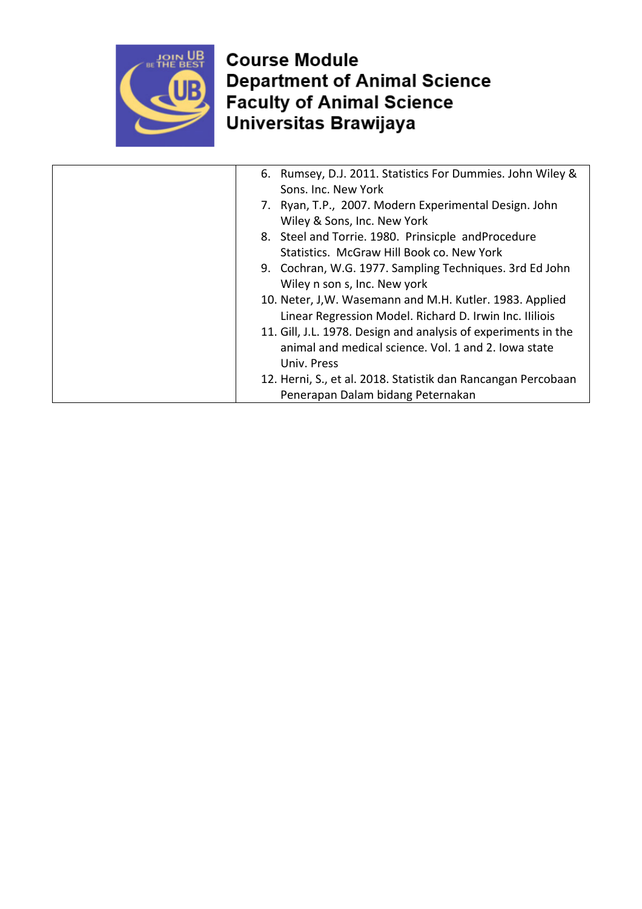| | |
|---|---|
| | 6. Rumsey, D.J. 2011. Statistics For Dummies. John Wiley & Sons. Inc. New York<br>7. Ryan, T.P., 2007. Modern Experimental Design. John Wiley & Sons, Inc. New York<br>8. Steel and Torrie. 1980. Prinsicple andProcedure Statistics. McGraw Hill Book co. New York<br>9. Cochran, W.G. 1977. Sampling Techniques. 3rd Ed John Wiley n son s, Inc. New york<br>10. Neter, J,W. Wasemann and M.H. Kutler. 1983. Applied Linear Regression Model. Richard D. Irwin Inc. Ililiois<br>11. Gill, J.L. 1978. Design and analysis of experiments in the animal and medical science. Vol. 1 and 2. Iowa state Univ. Press<br>12. Herni, S., et al. 2018. Statistik dan Rancangan Percobaan Penerapan Dalam bidang Peternakan |